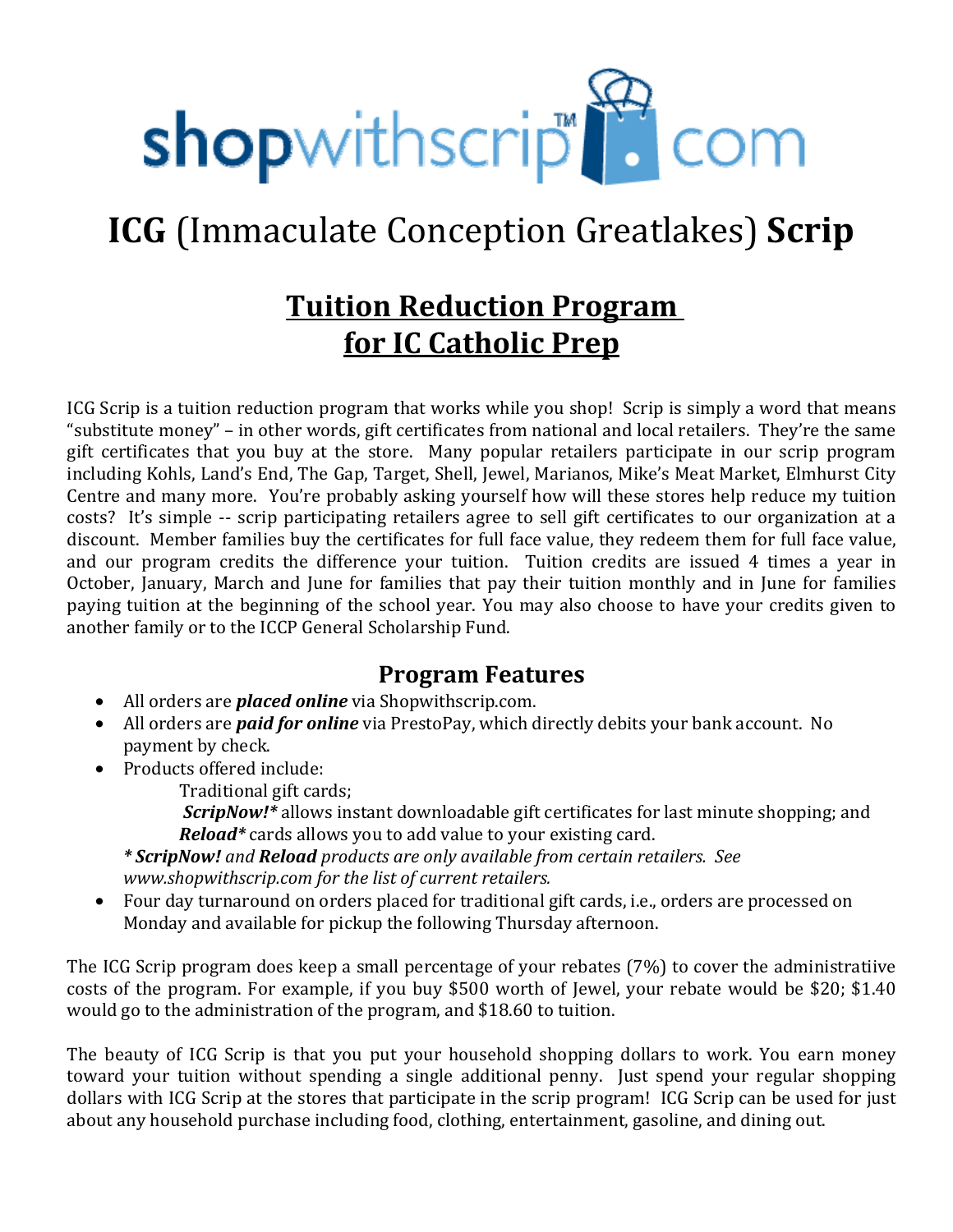shopwithscrip™ com

# **ICG** (Immaculate Conception Greatlakes) **Scrip**

## Tuition Reduction Program for IC Catholic Prep

ICG Scrip is a tuition reduction program that works while you shop! Scrip is simply a word that means "substitute money" – in other words, gift certificates from national and local retailers. They're the same gift certificates that you buy at the store. Many popular retailers participate in our scrip program including Kohls, Land's End, The Gap, Target, Shell, Jewel, Marianos, Mike's Meat Market, Elmhurst City Centre and many more. You're probably asking yourself how will these stores help reduce my tuition costs? It's simple -- scrip participating retailers agree to sell gift certificates to our organization at a discount. Member families buy the certificates for full face value, they redeem them for full face value, and our program credits the difference your tuition. Tuition credits are issued 4 times a year in October, January, March and June for families that pay their tuition monthly and in June for families paying tuition at the beginning of the school year. You may also choose to have your credits given to another family or to the ICCP General Scholarship Fund.

### Program Features

- All orders are ***placed online*** via Shopwithscrip.com.
- All orders are ***paid for online*** via PrestoPay, which directly debits your bank account. No payment by check.
- Products offered include:
  - Traditional gift cards;
  - ***ScripNow!**** allows instant downloadable gift certificates for last minute shopping; and
  - ***Reload**** cards allows you to add value to your existing card.

  *\* **ScripNow!** and **Reload** products are only available from certain retailers. See www.shopwithscrip.com for the list of current retailers.*
- Four day turnaround on orders placed for traditional gift cards, i.e., orders are processed on Monday and available for pickup the following Thursday afternoon.

The ICG Scrip program does keep a small percentage of your rebates (7%) to cover the administratiive costs of the program. For example, if you buy $500 worth of Jewel, your rebate would be $20; $1.40 would go to the administration of the program, and $18.60 to tuition.

The beauty of ICG Scrip is that you put your household shopping dollars to work. You earn money toward your tuition without spending a single additional penny. Just spend your regular shopping dollars with ICG Scrip at the stores that participate in the scrip program! ICG Scrip can be used for just about any household purchase including food, clothing, entertainment, gasoline, and dining out.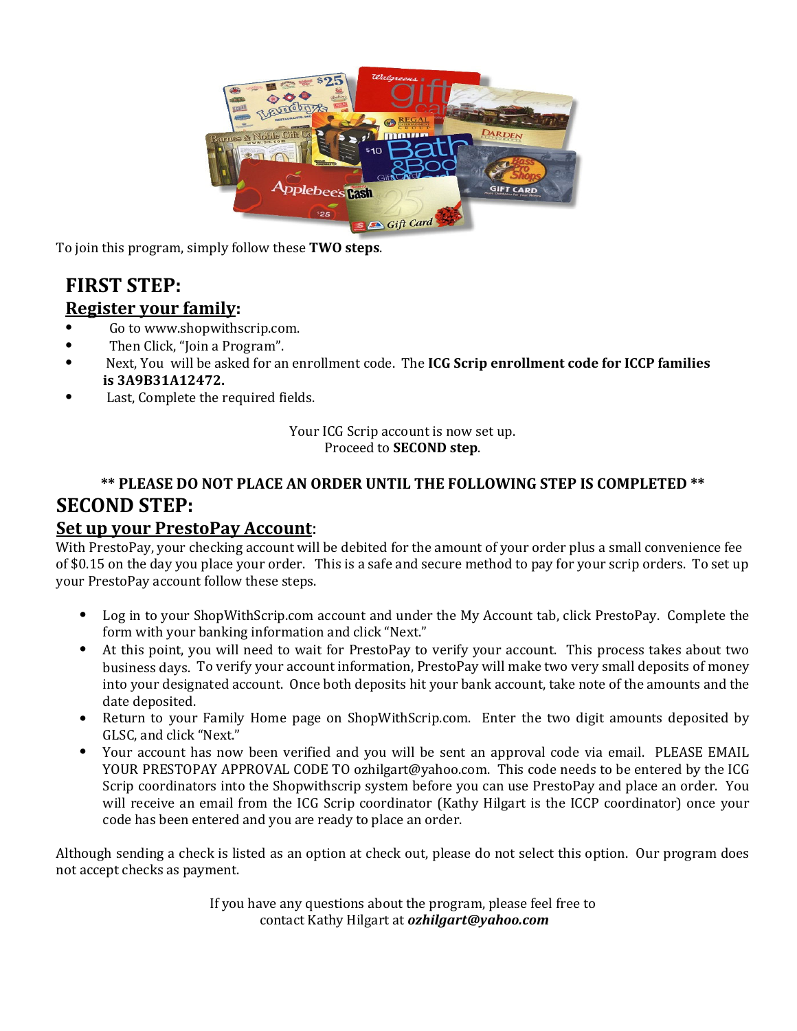To join this program, simply follow these **TWO steps**.

## FIRST STEP:

### Register your family:

- Go to www.shopwithscrip.com.
- Then Click, "Join a Program".
- Next, You will be asked for an enrollment code. The **ICG Scrip enrollment code for ICCP families is 3A9B31A12472.**
- Last, Complete the required fields.

Your ICG Scrip account is now set up.
Proceed to **SECOND step**.

**\*\* PLEASE DO NOT PLACE AN ORDER UNTIL THE FOLLOWING STEP IS COMPLETED \*\***

## SECOND STEP:

### Set up your PrestoPay Account:

With PrestoPay, your checking account will be debited for the amount of your order plus a small convenience fee of $0.15 on the day you place your order. This is a safe and secure method to pay for your scrip orders. To set up your PrestoPay account follow these steps.

- Log in to your ShopWithScrip.com account and under the My Account tab, click PrestoPay. Complete the form with your banking information and click "Next."
- At this point, you will need to wait for PrestoPay to verify your account. This process takes about two business days. To verify your account information, PrestoPay will make two very small deposits of money into your designated account. Once both deposits hit your bank account, take note of the amounts and the date deposited.
- Return to your Family Home page on ShopWithScrip.com. Enter the two digit amounts deposited by GLSC, and click "Next."
- Your account has now been verified and you will be sent an approval code via email. PLEASE EMAIL YOUR PRESTOPAY APPROVAL CODE TO ozhilgart@yahoo.com. This code needs to be entered by the ICG Scrip coordinators into the Shopwithscrip system before you can use PrestoPay and place an order. You will receive an email from the ICG Scrip coordinator (Kathy Hilgart is the ICCP coordinator) once your code has been entered and you are ready to place an order.

Although sending a check is listed as an option at check out, please do not select this option. Our program does not accept checks as payment.

If you have any questions about the program, please feel free to contact Kathy Hilgart at ***ozhilgart@yahoo.com***